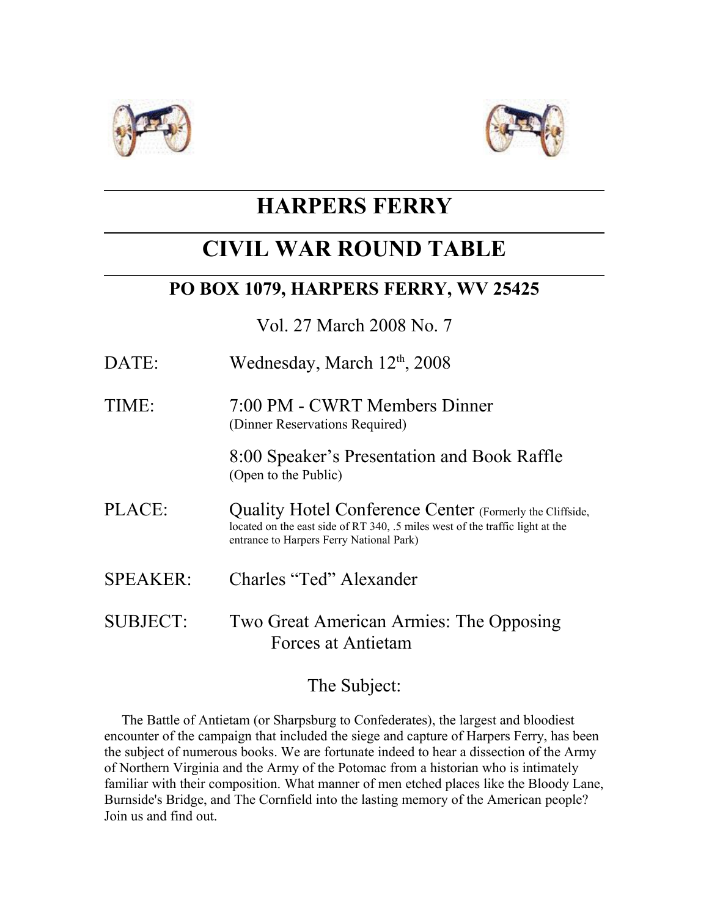# HARPERS FERRY

# CIVIL WAR ROUND TABLE

## PO BOX 1079, HARPERS FERRY, WV 25425

Vol. 27 March 2008 No. 7

DATE: Wednesday, March 12th, 2008

TIME: 7:00 PM - CWRT Members Dinner
(Dinner Reservations Required)

8:00 Speaker's Presentation and Book Raffle
(Open to the Public)

PLACE: Quality Hotel Conference Center (Formerly the Cliffside, located on the east side of RT 340, .5 miles west of the traffic light at the entrance to Harpers Ferry National Park)

SPEAKER: Charles "Ted" Alexander

SUBJECT: Two Great American Armies: The Opposing Forces at Antietam

### The Subject:

The Battle of Antietam (or Sharpsburg to Confederates), the largest and bloodiest encounter of the campaign that included the siege and capture of Harpers Ferry, has been the subject of numerous books. We are fortunate indeed to hear a dissection of the Army of Northern Virginia and the Army of the Potomac from a historian who is intimately familiar with their composition. What manner of men etched places like the Bloody Lane, Burnside's Bridge, and The Cornfield into the lasting memory of the American people? Join us and find out.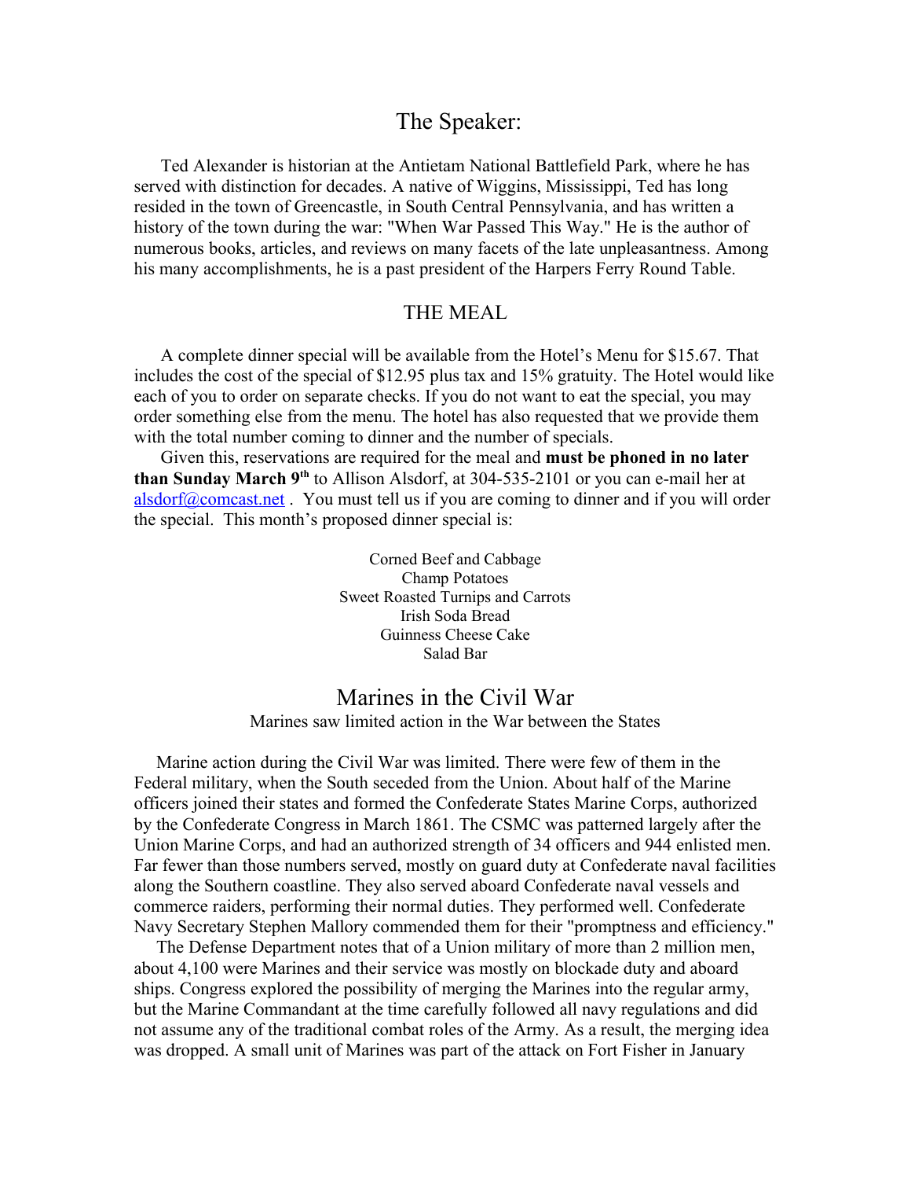## The Speaker:

Ted Alexander is historian at the Antietam National Battlefield Park, where he has served with distinction for decades. A native of Wiggins, Mississippi, Ted has long resided in the town of Greencastle, in South Central Pennsylvania, and has written a history of the town during the war: "When War Passed This Way." He is the author of numerous books, articles, and reviews on many facets of the late unpleasantness. Among his many accomplishments, he is a past president of the Harpers Ferry Round Table.

## THE MEAL

A complete dinner special will be available from the Hotel's Menu for $15.67. That includes the cost of the special of $12.95 plus tax and 15% gratuity. The Hotel would like each of you to order on separate checks. If you do not want to eat the special, you may order something else from the menu. The hotel has also requested that we provide them with the total number coming to dinner and the number of specials.

Given this, reservations are required for the meal and **must be phoned in no later than Sunday March 9th** to Allison Alsdorf, at 304-535-2101 or you can e-mail her at alsdorf@comcast.net . You must tell us if you are coming to dinner and if you will order the special. This month's proposed dinner special is:

Corned Beef and Cabbage
Champ Potatoes
Sweet Roasted Turnips and Carrots
Irish Soda Bread
Guinness Cheese Cake
Salad Bar

## Marines in the Civil War

Marines saw limited action in the War between the States

Marine action during the Civil War was limited. There were few of them in the Federal military, when the South seceded from the Union. About half of the Marine officers joined their states and formed the Confederate States Marine Corps, authorized by the Confederate Congress in March 1861. The CSMC was patterned largely after the Union Marine Corps, and had an authorized strength of 34 officers and 944 enlisted men. Far fewer than those numbers served, mostly on guard duty at Confederate naval facilities along the Southern coastline. They also served aboard Confederate naval vessels and commerce raiders, performing their normal duties. They performed well. Confederate Navy Secretary Stephen Mallory commended them for their "promptness and efficiency."

The Defense Department notes that of a Union military of more than 2 million men, about 4,100 were Marines and their service was mostly on blockade duty and aboard ships. Congress explored the possibility of merging the Marines into the regular army, but the Marine Commandant at the time carefully followed all navy regulations and did not assume any of the traditional combat roles of the Army. As a result, the merging idea was dropped. A small unit of Marines was part of the attack on Fort Fisher in January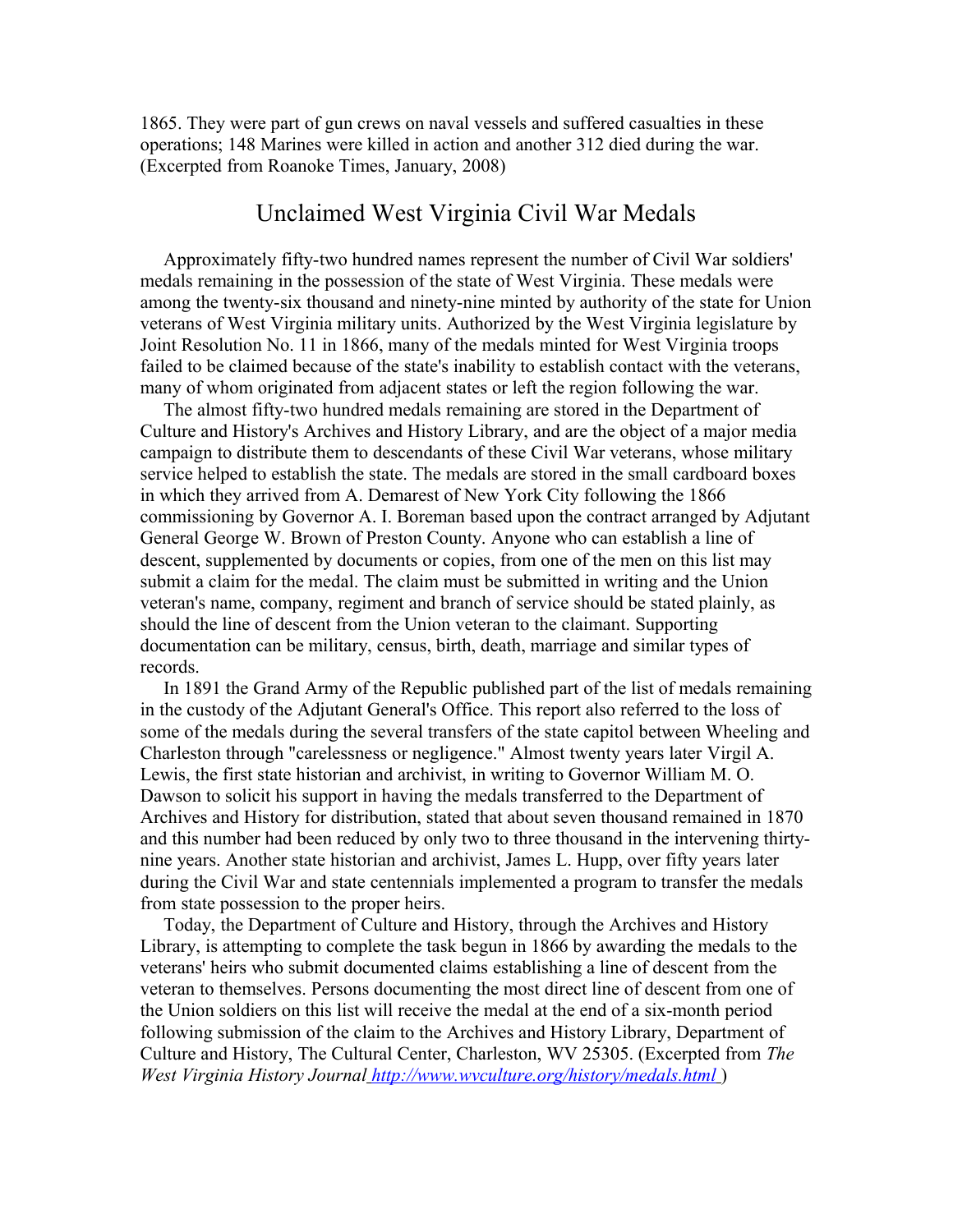1865. They were part of gun crews on naval vessels and suffered casualties in these operations; 148 Marines were killed in action and another 312 died during the war. (Excerpted from Roanoke Times, January, 2008)

## Unclaimed West Virginia Civil War Medals

Approximately fifty-two hundred names represent the number of Civil War soldiers' medals remaining in the possession of the state of West Virginia. These medals were among the twenty-six thousand and ninety-nine minted by authority of the state for Union veterans of West Virginia military units. Authorized by the West Virginia legislature by Joint Resolution No. 11 in 1866, many of the medals minted for West Virginia troops failed to be claimed because of the state's inability to establish contact with the veterans, many of whom originated from adjacent states or left the region following the war.

The almost fifty-two hundred medals remaining are stored in the Department of Culture and History's Archives and History Library, and are the object of a major media campaign to distribute them to descendants of these Civil War veterans, whose military service helped to establish the state. The medals are stored in the small cardboard boxes in which they arrived from A. Demarest of New York City following the 1866 commissioning by Governor A. I. Boreman based upon the contract arranged by Adjutant General George W. Brown of Preston County. Anyone who can establish a line of descent, supplemented by documents or copies, from one of the men on this list may submit a claim for the medal. The claim must be submitted in writing and the Union veteran's name, company, regiment and branch of service should be stated plainly, as should the line of descent from the Union veteran to the claimant. Supporting documentation can be military, census, birth, death, marriage and similar types of records.

In 1891 the Grand Army of the Republic published part of the list of medals remaining in the custody of the Adjutant General's Office. This report also referred to the loss of some of the medals during the several transfers of the state capitol between Wheeling and Charleston through "carelessness or negligence." Almost twenty years later Virgil A. Lewis, the first state historian and archivist, in writing to Governor William M. O. Dawson to solicit his support in having the medals transferred to the Department of Archives and History for distribution, stated that about seven thousand remained in 1870 and this number had been reduced by only two to three thousand in the intervening thirty-nine years. Another state historian and archivist, James L. Hupp, over fifty years later during the Civil War and state centennials implemented a program to transfer the medals from state possession to the proper heirs.

Today, the Department of Culture and History, through the Archives and History Library, is attempting to complete the task begun in 1866 by awarding the medals to the veterans' heirs who submit documented claims establishing a line of descent from the veteran to themselves. Persons documenting the most direct line of descent from one of the Union soldiers on this list will receive the medal at the end of a six-month period following submission of the claim to the Archives and History Library, Department of Culture and History, The Cultural Center, Charleston, WV 25305. (Excerpted from *The West Virginia History Journal* http://www.wvculture.org/history/medals.html )